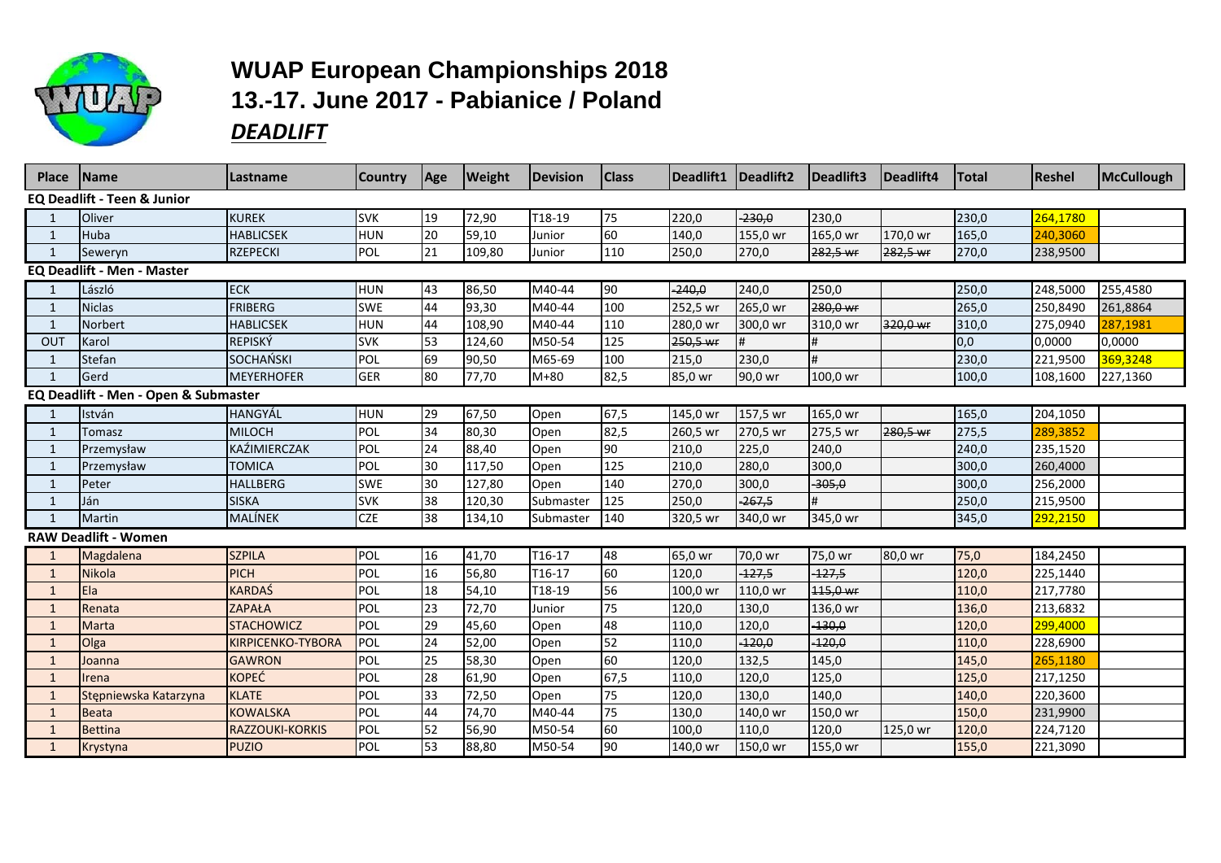# WUAP European Championships 2018

## 13.-17. June 2017 - Pabianice / Poland

### ***DEADLIFT***

| Place | Name | Lastname | Country | Age | Weight | Devision | Class | Deadlift1 | Deadlift2 | Deadlift3 | Deadlift4 | Total | Reshel | McCullough |
|---|---|---|---|---|---|---|---|---|---|---|---|---|---|---|
| **EQ Deadlift - Teen & Junior** | | | | | | | | | | | | | | |
| 1 | Oliver | KUREK | SVK | 19 | 72,90 | T18-19 | 75 | 220,0 | ~~230,0~~ | 230,0 | | 230,0 | 264,1780 | |
| 1 | Huba | HABLICSEK | HUN | 20 | 59,10 | Junior | 60 | 140,0 | 155,0 wr | 165,0 wr | 170,0 wr | 165,0 | 240,3060 | |
| 1 | Seweryn | RZEPECKI | POL | 21 | 109,80 | Junior | 110 | 250,0 | 270,0 | ~~282,5 wr~~ | ~~282,5 wr~~ | 270,0 | 238,9500 | |
| **EQ Deadlift - Men - Master** | | | | | | | | | | | | | | |
| 1 | László | ECK | HUN | 43 | 86,50 | M40-44 | 90 | ~~240,0~~ | 240,0 | 250,0 | | 250,0 | 248,5000 | 255,4580 |
| 1 | Niclas | FRIBERG | SWE | 44 | 93,30 | M40-44 | 100 | 252,5 wr | 265,0 wr | ~~280,0 wr~~ | | 265,0 | 250,8490 | 261,8864 |
| 1 | Norbert | HABLICSEK | HUN | 44 | 108,90 | M40-44 | 110 | 280,0 wr | 300,0 wr | 310,0 wr | ~~320,0 wr~~ | 310,0 | 275,0940 | 287,1981 |
| OUT | Karol | REPISKÝ | SVK | 53 | 124,60 | M50-54 | 125 | ~~250,5 wr~~ | # | # | | 0,0 | 0,0000 | 0,0000 |
| 1 | Stefan | SOCHAŃSKI | POL | 69 | 90,50 | M65-69 | 100 | 215,0 | 230,0 | # | | 230,0 | 221,9500 | 369,3248 |
| 1 | Gerd | MEYERHOFER | GER | 80 | 77,70 | M+80 | 82,5 | 85,0 wr | 90,0 wr | 100,0 wr | | 100,0 | 108,1600 | 227,1360 |
| **EQ Deadlift - Men - Open & Submaster** | | | | | | | | | | | | | | |
| 1 | István | HANGYÁL | HUN | 29 | 67,50 | Open | 67,5 | 145,0 wr | 157,5 wr | 165,0 wr | | 165,0 | 204,1050 | |
| 1 | Tomasz | MILOCH | POL | 34 | 80,30 | Open | 82,5 | 260,5 wr | 270,5 wr | 275,5 wr | ~~280,5 wr~~ | 275,5 | 289,3852 | |
| 1 | Przemysław | KAŹIMIERCZAK | POL | 24 | 88,40 | Open | 90 | 210,0 | 225,0 | 240,0 | | 240,0 | 235,1520 | |
| 1 | Przemysław | TOMICA | POL | 30 | 117,50 | Open | 125 | 210,0 | 280,0 | 300,0 | | 300,0 | 260,4000 | |
| 1 | Peter | HALLBERG | SWE | 30 | 127,80 | Open | 140 | 270,0 | 300,0 | ~~305,0~~ | | 300,0 | 256,2000 | |
| 1 | Ján | SISKA | SVK | 38 | 120,30 | Submaster | 125 | 250,0 | ~~267,5~~ | # | | 250,0 | 215,9500 | |
| 1 | Martin | MALÍNEK | CZE | 38 | 134,10 | Submaster | 140 | 320,5 wr | 340,0 wr | 345,0 wr | | 345,0 | 292,2150 | |
| **RAW Deadlift - Women** | | | | | | | | | | | | | | |
| 1 | Magdalena | SZPILA | POL | 16 | 41,70 | T16-17 | 48 | 65,0 wr | 70,0 wr | 75,0 wr | 80,0 wr | 75,0 | 184,2450 | |
| 1 | Nikola | PICH | POL | 16 | 56,80 | T16-17 | 60 | 120,0 | ~~127,5~~ | ~~127,5~~ | | 120,0 | 225,1440 | |
| 1 | Ela | KARDAŚ | POL | 18 | 54,10 | T18-19 | 56 | 100,0 wr | 110,0 wr | ~~115,0 wr~~ | | 110,0 | 217,7780 | |
| 1 | Renata | ZAPAŁA | POL | 23 | 72,70 | Junior | 75 | 120,0 | 130,0 | 136,0 wr | | 136,0 | 213,6832 | |
| 1 | Marta | STACHOWICZ | POL | 29 | 45,60 | Open | 48 | 110,0 | 120,0 | ~~130,0~~ | | 120,0 | 299,4000 | |
| 1 | Olga | KIRPICENKO-TYBORA | POL | 24 | 52,00 | Open | 52 | 110,0 | ~~120,0~~ | ~~120,0~~ | | 110,0 | 228,6900 | |
| 1 | Joanna | GAWRON | POL | 25 | 58,30 | Open | 60 | 120,0 | 132,5 | 145,0 | | 145,0 | 265,1180 | |
| 1 | Irena | KOPEĆ | POL | 28 | 61,90 | Open | 67,5 | 110,0 | 120,0 | 125,0 | | 125,0 | 217,1250 | |
| 1 | Stępniewska Katarzyna | KLATE | POL | 33 | 72,50 | Open | 75 | 120,0 | 130,0 | 140,0 | | 140,0 | 220,3600 | |
| 1 | Beata | KOWALSKA | POL | 44 | 74,70 | M40-44 | 75 | 130,0 | 140,0 wr | 150,0 wr | | 150,0 | 231,9900 | |
| 1 | Bettina | RAZZOUKI-KORKIS | POL | 52 | 56,90 | M50-54 | 60 | 100,0 | 110,0 | 120,0 | 125,0 wr | 120,0 | 224,7120 | |
| 1 | Krystyna | PUZIO | POL | 53 | 88,80 | M50-54 | 90 | 140,0 wr | 150,0 wr | 155,0 wr | | 155,0 | 221,3090 | |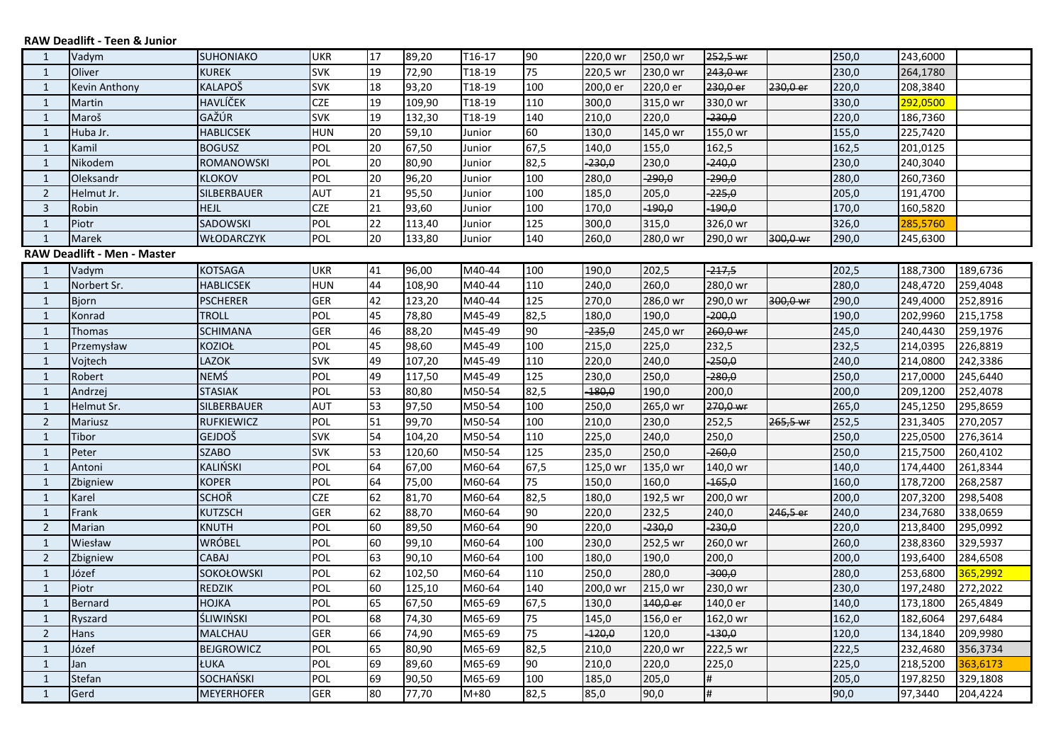**RAW Deadlift - Teen & Junior**

| | | | | | | | | | | | | | | |
|---|---|---|---|---|---|---|---|---|---|---|---|---|---|---|
| 1 | Vadym | SUHONIAKO | UKR | 17 | 89,20 | T16-17 | 90 | 220,0 wr | 250,0 wr | ~~252,5 wr~~ | | 250,0 | 243,6000 | |
| 1 | Oliver | KUREK | SVK | 19 | 72,90 | T18-19 | 75 | 220,5 wr | 230,0 wr | ~~243,0 wr~~ | | 230,0 | 264,1780 | |
| 1 | Kevin Anthony | KALAPOŠ | SVK | 18 | 93,20 | T18-19 | 100 | 200,0 er | 220,0 er | ~~230,0 er~~ | ~~230,0 er~~ | 220,0 | 208,3840 | |
| 1 | Martin | HAVLÍČEK | CZE | 19 | 109,90 | T18-19 | 110 | 300,0 | 315,0 wr | 330,0 wr | | 330,0 | 292,0500 | |
| 1 | Maroš | GAŽÚR | SVK | 19 | 132,30 | T18-19 | 140 | 210,0 | 220,0 | ~~230,0~~ | | 220,0 | 186,7360 | |
| 1 | Huba Jr. | HABLICSEK | HUN | 20 | 59,10 | Junior | 60 | 130,0 | 145,0 wr | 155,0 wr | | 155,0 | 225,7420 | |
| 1 | Kamil | BOGUSZ | POL | 20 | 67,50 | Junior | 67,5 | 140,0 | 155,0 | 162,5 | | 162,5 | 201,0125 | |
| 1 | Nikodem | ROMANOWSKI | POL | 20 | 80,90 | Junior | 82,5 | ~~230,0~~ | 230,0 | ~~240,0~~ | | 230,0 | 240,3040 | |
| 1 | Oleksandr | KLOKOV | POL | 20 | 96,20 | Junior | 100 | 280,0 | ~~290,0~~ | ~~290,0~~ | | 280,0 | 260,7360 | |
| 2 | Helmut Jr. | SILBERBAUER | AUT | 21 | 95,50 | Junior | 100 | 185,0 | 205,0 | ~~225,0~~ | | 205,0 | 191,4700 | |
| 3 | Robin | HEJL | CZE | 21 | 93,60 | Junior | 100 | 170,0 | ~~190,0~~ | ~~190,0~~ | | 170,0 | 160,5820 | |
| 1 | Piotr | SADOWSKI | POL | 22 | 113,40 | Junior | 125 | 300,0 | 315,0 | 326,0 wr | | 326,0 | 285,5760 | |
| 1 | Marek | WŁODARCZYK | POL | 20 | 133,80 | Junior | 140 | 260,0 | 280,0 wr | 290,0 wr | ~~300,0 wr~~ | 290,0 | 245,6300 | |

**RAW Deadlift - Men - Master**

| | | | | | | | | | | | | | | |
|---|---|---|---|---|---|---|---|---|---|---|---|---|---|---|
| 1 | Vadym | KOTSAGA | UKR | 41 | 96,00 | M40-44 | 100 | 190,0 | 202,5 | ~~217,5~~ | | 202,5 | 188,7300 | 189,6736 |
| 1 | Norbert Sr. | HABLICSEK | HUN | 44 | 108,90 | M40-44 | 110 | 240,0 | 260,0 | 280,0 wr | | 280,0 | 248,4720 | 259,4048 |
| 1 | Bjorn | PSCHERER | GER | 42 | 123,20 | M40-44 | 125 | 270,0 | 286,0 wr | 290,0 wr | ~~300,0 wr~~ | 290,0 | 249,4000 | 252,8916 |
| 1 | Konrad | TROLL | POL | 45 | 78,80 | M45-49 | 82,5 | 180,0 | 190,0 | ~~200,0~~ | | 190,0 | 202,9960 | 215,1758 |
| 1 | Thomas | SCHIMANA | GER | 46 | 88,20 | M45-49 | 90 | ~~235,0~~ | 245,0 wr | ~~260,0 wr~~ | | 245,0 | 240,4430 | 259,1976 |
| 1 | Przemysław | KOZIOŁ | POL | 45 | 98,60 | M45-49 | 100 | 215,0 | 225,0 | 232,5 | | 232,5 | 214,0395 | 226,8819 |
| 1 | Vojtech | LAZOK | SVK | 49 | 107,20 | M45-49 | 110 | 220,0 | 240,0 | ~~250,0~~ | | 240,0 | 214,0800 | 242,3386 |
| 1 | Robert | NEMŚ | POL | 49 | 117,50 | M45-49 | 125 | 230,0 | 250,0 | ~~280,0~~ | | 250,0 | 217,0000 | 245,6440 |
| 1 | Andrzej | STASIAK | POL | 53 | 80,80 | M50-54 | 82,5 | ~~180,0~~ | 190,0 | 200,0 | | 200,0 | 209,1200 | 252,4078 |
| 1 | Helmut Sr. | SILBERBAUER | AUT | 53 | 97,50 | M50-54 | 100 | 250,0 | 265,0 wr | ~~270,0 wr~~ | | 265,0 | 245,1250 | 295,8659 |
| 2 | Mariusz | RUFKIEWICZ | POL | 51 | 99,70 | M50-54 | 100 | 210,0 | 230,0 | 252,5 | ~~265,5 wr~~ | 252,5 | 231,3405 | 270,2057 |
| 1 | Tibor | GEJDOŠ | SVK | 54 | 104,20 | M50-54 | 110 | 225,0 | 240,0 | 250,0 | | 250,0 | 225,0500 | 276,3614 |
| 1 | Peter | SZABO | SVK | 53 | 120,60 | M50-54 | 125 | 235,0 | 250,0 | ~~260,0~~ | | 250,0 | 215,7500 | 260,4102 |
| 1 | Antoni | KALIŃSKI | POL | 64 | 67,00 | M60-64 | 67,5 | 125,0 wr | 135,0 wr | 140,0 wr | | 140,0 | 174,4400 | 261,8344 |
| 1 | Zbigniew | KOPER | POL | 64 | 75,00 | M60-64 | 75 | 150,0 | 160,0 | ~~165,0~~ | | 160,0 | 178,7200 | 268,2587 |
| 1 | Karel | SCHOŘ | CZE | 62 | 81,70 | M60-64 | 82,5 | 180,0 | 192,5 wr | 200,0 wr | | 200,0 | 207,3200 | 298,5408 |
| 1 | Frank | KUTZSCH | GER | 62 | 88,70 | M60-64 | 90 | 220,0 | 232,5 | 240,0 | ~~246,5 er~~ | 240,0 | 234,7680 | 338,0659 |
| 2 | Marian | KNUTH | POL | 60 | 89,50 | M60-64 | 90 | 220,0 | ~~230,0~~ | ~~230,0~~ | | 220,0 | 213,8400 | 295,0992 |
| 1 | Wiesław | WRÓBEL | POL | 60 | 99,10 | M60-64 | 100 | 230,0 | 252,5 wr | 260,0 wr | | 260,0 | 238,8360 | 329,5937 |
| 2 | Zbigniew | CABAJ | POL | 63 | 90,10 | M60-64 | 100 | 180,0 | 190,0 | 200,0 | | 200,0 | 193,6400 | 284,6508 |
| 1 | Józef | SOKOŁOWSKI | POL | 62 | 102,50 | M60-64 | 110 | 250,0 | 280,0 | ~~300,0~~ | | 280,0 | 253,6800 | 365,2992 |
| 1 | Piotr | REDZIK | POL | 60 | 125,10 | M60-64 | 140 | 200,0 wr | 215,0 wr | 230,0 wr | | 230,0 | 197,2480 | 272,2022 |
| 1 | Bernard | HOJKA | POL | 65 | 67,50 | M65-69 | 67,5 | 130,0 | ~~140,0 er~~ | 140,0 er | | 140,0 | 173,1800 | 265,4849 |
| 1 | Ryszard | ŚLIWIŃSKI | POL | 68 | 74,30 | M65-69 | 75 | 145,0 | 156,0 er | 162,0 wr | | 162,0 | 182,6064 | 297,6484 |
| 2 | Hans | MALCHAU | GER | 66 | 74,90 | M65-69 | 75 | ~~120,0~~ | 120,0 | ~~130,0~~ | | 120,0 | 134,1840 | 209,9980 |
| 1 | Józef | BEJGROWICZ | POL | 65 | 80,90 | M65-69 | 82,5 | 210,0 | 220,0 wr | 222,5 wr | | 222,5 | 232,4680 | 356,3734 |
| 1 | Jan | ŁUKA | POL | 69 | 89,60 | M65-69 | 90 | 210,0 | 220,0 | 225,0 | | 225,0 | 218,5200 | 363,6173 |
| 1 | Stefan | SOCHAŃSKI | POL | 69 | 90,50 | M65-69 | 100 | 185,0 | 205,0 | # | | 205,0 | 197,8250 | 329,1808 |
| 1 | Gerd | MEYERHOFER | GER | 80 | 77,70 | M+80 | 82,5 | 85,0 | 90,0 | # | | 90,0 | 97,3440 | 204,4224 |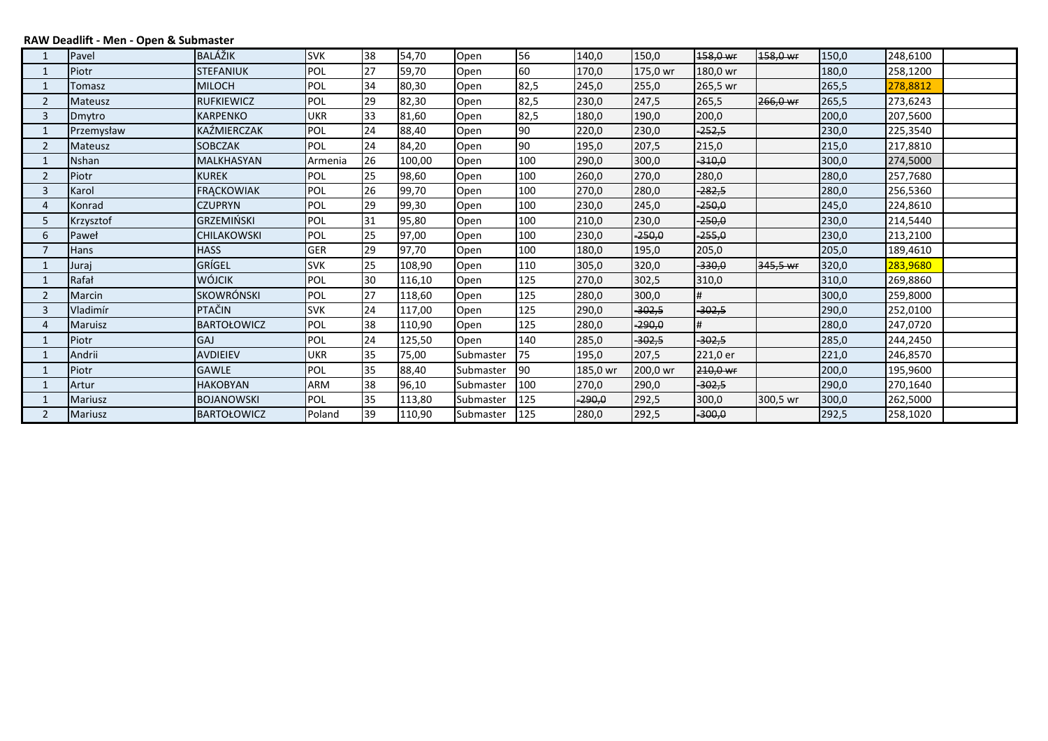**RAW Deadlift - Men - Open & Submaster**

| | | | | | | | | | | | | | | |
|---|---|---|---|---|---|---|---|---|---|---|---|---|---|---|
| 1 | Pavel | BALÁŽIK | SVK | 38 | 54,70 | Open | 56 | 140,0 | 150,0 | ~~158,0 wr~~ | ~~158,0 wr~~ | 150,0 | 248,6100 | |
| 1 | Piotr | STEFANIUK | POL | 27 | 59,70 | Open | 60 | 170,0 | 175,0 wr | 180,0 wr | | 180,0 | 258,1200 | |
| 1 | Tomasz | MILOCH | POL | 34 | 80,30 | Open | 82,5 | 245,0 | 255,0 | 265,5 wr | | 265,5 | 278,8812 | |
| 2 | Mateusz | RUFKIEWICZ | POL | 29 | 82,30 | Open | 82,5 | 230,0 | 247,5 | 265,5 | ~~266,0 wr~~ | 265,5 | 273,6243 | |
| 3 | Dmytro | KARPENKO | UKR | 33 | 81,60 | Open | 82,5 | 180,0 | 190,0 | 200,0 | | 200,0 | 207,5600 | |
| 1 | Przemysław | KAŹMIERCZAK | POL | 24 | 88,40 | Open | 90 | 220,0 | 230,0 | ~~252,5~~ | | 230,0 | 225,3540 | |
| 2 | Mateusz | SOBCZAK | POL | 24 | 84,20 | Open | 90 | 195,0 | 207,5 | 215,0 | | 215,0 | 217,8810 | |
| 1 | Nshan | MALKHASYAN | Armenia | 26 | 100,00 | Open | 100 | 290,0 | 300,0 | ~~310,0~~ | | 300,0 | 274,5000 | |
| 2 | Piotr | KUREK | POL | 25 | 98,60 | Open | 100 | 260,0 | 270,0 | 280,0 | | 280,0 | 257,7680 | |
| 3 | Karol | FRĄCKOWIAK | POL | 26 | 99,70 | Open | 100 | 270,0 | 280,0 | ~~282,5~~ | | 280,0 | 256,5360 | |
| 4 | Konrad | CZUPRYN | POL | 29 | 99,30 | Open | 100 | 230,0 | 245,0 | ~~250,0~~ | | 245,0 | 224,8610 | |
| 5 | Krzysztof | GRZEMIŃSKI | POL | 31 | 95,80 | Open | 100 | 210,0 | 230,0 | ~~250,0~~ | | 230,0 | 214,5440 | |
| 6 | Paweł | CHILAKOWSKI | POL | 25 | 97,00 | Open | 100 | 230,0 | ~~250,0~~ | ~~255,0~~ | | 230,0 | 213,2100 | |
| 7 | Hans | HASS | GER | 29 | 97,70 | Open | 100 | 180,0 | 195,0 | 205,0 | | 205,0 | 189,4610 | |
| 1 | Juraj | GRÍGEL | SVK | 25 | 108,90 | Open | 110 | 305,0 | 320,0 | ~~330,0~~ | ~~345,5 wr~~ | 320,0 | 283,9680 | |
| 1 | Rafał | WÓJCIK | POL | 30 | 116,10 | Open | 125 | 270,0 | 302,5 | 310,0 | | 310,0 | 269,8860 | |
| 2 | Marcin | SKOWRÓNSKI | POL | 27 | 118,60 | Open | 125 | 280,0 | 300,0 | # | | 300,0 | 259,8000 | |
| 3 | Vladimír | PTAČIN | SVK | 24 | 117,00 | Open | 125 | 290,0 | ~~302,5~~ | ~~302,5~~ | | 290,0 | 252,0100 | |
| 4 | Maruisz | BARTOŁOWICZ | POL | 38 | 110,90 | Open | 125 | 280,0 | ~~290,0~~ | # | | 280,0 | 247,0720 | |
| 1 | Piotr | GAJ | POL | 24 | 125,50 | Open | 140 | 285,0 | ~~302,5~~ | ~~302,5~~ | | 285,0 | 244,2450 | |
| 1 | Andrii | AVDIEIEV | UKR | 35 | 75,00 | Submaster | 75 | 195,0 | 207,5 | 221,0 er | | 221,0 | 246,8570 | |
| 1 | Piotr | GAWLE | POL | 35 | 88,40 | Submaster | 90 | 185,0 wr | 200,0 wr | ~~210,0 wr~~ | | 200,0 | 195,9600 | |
| 1 | Artur | HAKOBYAN | ARM | 38 | 96,10 | Submaster | 100 | 270,0 | 290,0 | ~~302,5~~ | | 290,0 | 270,1640 | |
| 1 | Mariusz | BOJANOWSKI | POL | 35 | 113,80 | Submaster | 125 | ~~290,0~~ | 292,5 | 300,0 | 300,5 wr | 300,0 | 262,5000 | |
| 2 | Mariusz | BARTOŁOWICZ | Poland | 39 | 110,90 | Submaster | 125 | 280,0 | 292,5 | ~~300,0~~ | | 292,5 | 258,1020 | |